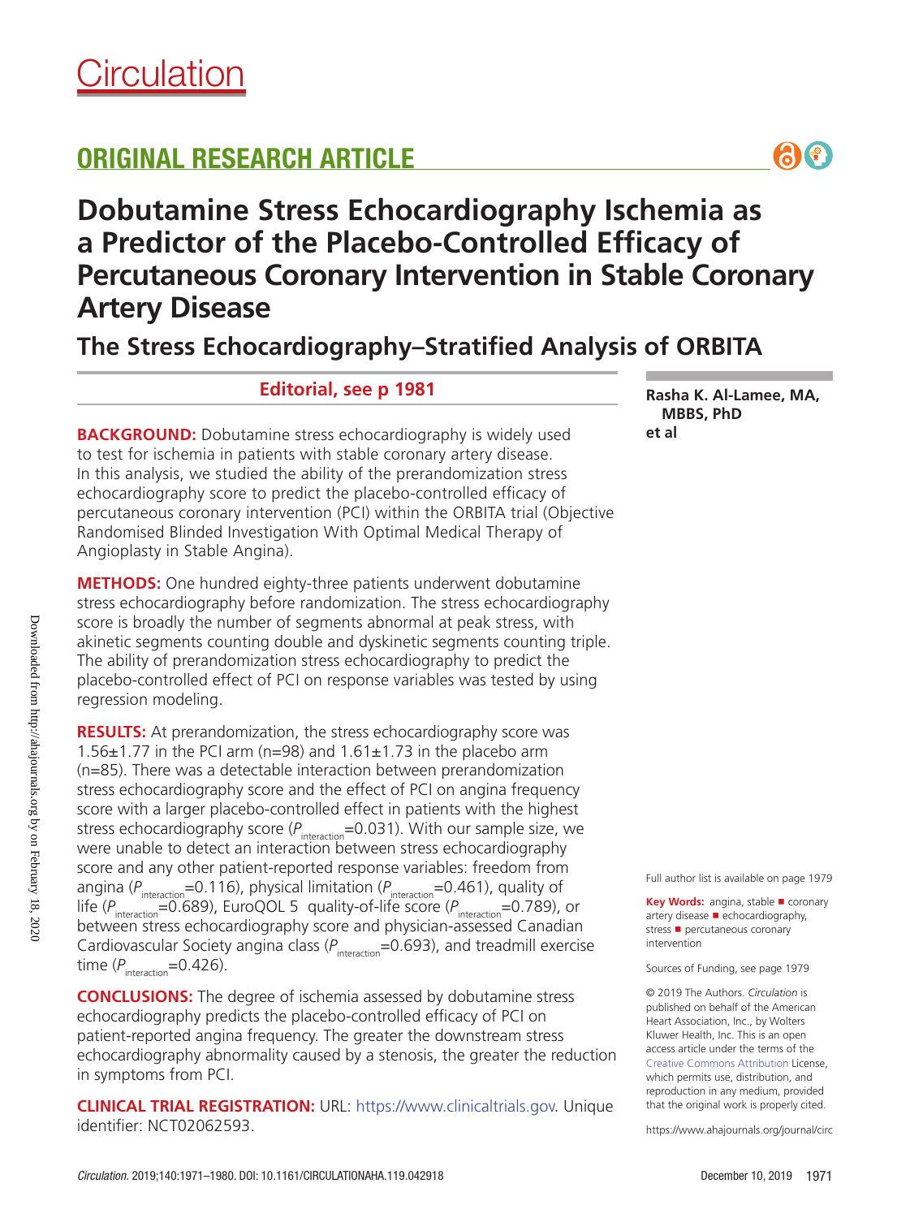Circulation

## ORIGINAL RESEARCH ARTICLE

# Dobutamine Stress Echocardiography Ischemia as a Predictor of the Placebo-Controlled Efficacy of Percutaneous Coronary Intervention in Stable Coronary Artery Disease

## The Stress Echocardiography–Stratified Analysis of ORBITA

**Editorial, see p 1981**

**Rasha K. Al-Lamee, MA, MBBS, PhD**
**et al**

**BACKGROUND:** Dobutamine stress echocardiography is widely used to test for ischemia in patients with stable coronary artery disease. In this analysis, we studied the ability of the prerandomization stress echocardiography score to predict the placebo-controlled efficacy of percutaneous coronary intervention (PCI) within the ORBITA trial (Objective Randomised Blinded Investigation With Optimal Medical Therapy of Angioplasty in Stable Angina).

**METHODS:** One hundred eighty-three patients underwent dobutamine stress echocardiography before randomization. The stress echocardiography score is broadly the number of segments abnormal at peak stress, with akinetic segments counting double and dyskinetic segments counting triple. The ability of prerandomization stress echocardiography to predict the placebo-controlled effect of PCI on response variables was tested by using regression modeling.

**RESULTS:** At prerandomization, the stress echocardiography score was 1.56±1.77 in the PCI arm (n=98) and 1.61±1.73 in the placebo arm (n=85). There was a detectable interaction between prerandomization stress echocardiography score and the effect of PCI on angina frequency score with a larger placebo-controlled effect in patients with the highest stress echocardiography score ($P_{interaction}$=0.031). With our sample size, we were unable to detect an interaction between stress echocardiography score and any other patient-reported response variables: freedom from angina ($P_{interaction}$=0.116), physical limitation ($P_{interaction}$=0.461), quality of life ($P_{interaction}$=0.689), EuroQOL 5 quality-of-life score ($P_{interaction}$=0.789), or between stress echocardiography score and physician-assessed Canadian Cardiovascular Society angina class ($P_{interaction}$=0.693), and treadmill exercise time ($P_{interaction}$=0.426).

**CONCLUSIONS:** The degree of ischemia assessed by dobutamine stress echocardiography predicts the placebo-controlled efficacy of PCI on patient-reported angina frequency. The greater the downstream stress echocardiography abnormality caused by a stenosis, the greater the reduction in symptoms from PCI.

**CLINICAL TRIAL REGISTRATION:** URL: https://www.clinicaltrials.gov. Unique identifier: NCT02062593.

Full author list is available on page 1979

**Key Words:** angina, stable ■ coronary artery disease ■ echocardiography, stress ■ percutaneous coronary intervention

Sources of Funding, see page 1979

© 2019 The Authors. *Circulation* is published on behalf of the American Heart Association, Inc., by Wolters Kluwer Health, Inc. This is an open access article under the terms of the Creative Commons Attribution License, which permits use, distribution, and reproduction in any medium, provided that the original work is properly cited.

https://www.ahajournals.org/journal/circ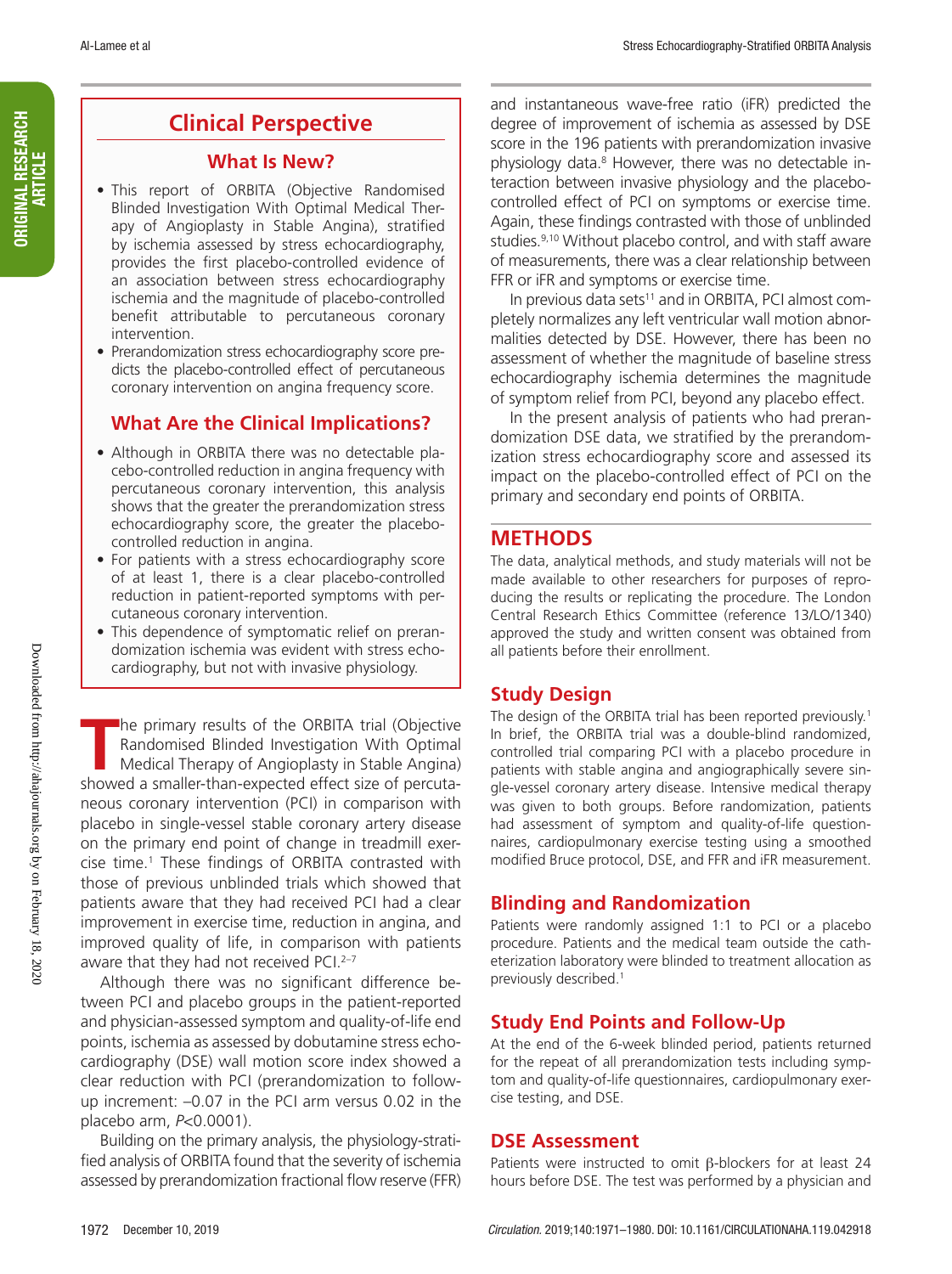## Clinical Perspective

### What Is New?

- This report of ORBITA (Objective Randomised Blinded Investigation With Optimal Medical Therapy of Angioplasty in Stable Angina), stratified by ischemia assessed by stress echocardiography, provides the first placebo-controlled evidence of an association between stress echocardiography ischemia and the magnitude of placebo-controlled benefit attributable to percutaneous coronary intervention.
- Prerandomization stress echocardiography score predicts the placebo-controlled effect of percutaneous coronary intervention on angina frequency score.

### What Are the Clinical Implications?

- Although in ORBITA there was no detectable placebo-controlled reduction in angina frequency with percutaneous coronary intervention, this analysis shows that the greater the prerandomization stress echocardiography score, the greater the placebo-controlled reduction in angina.
- For patients with a stress echocardiography score of at least 1, there is a clear placebo-controlled reduction in patient-reported symptoms with percutaneous coronary intervention.
- This dependence of symptomatic relief on prerandomization ischemia was evident with stress echocardiography, but not with invasive physiology.

The primary results of the ORBITA trial (Objective Randomised Blinded Investigation With Optimal Medical Therapy of Angioplasty in Stable Angina) showed a smaller-than-expected effect size of percutaneous coronary intervention (PCI) in comparison with placebo in single-vessel stable coronary artery disease on the primary end point of change in treadmill exercise time.[1] These findings of ORBITA contrasted with those of previous unblinded trials which showed that patients aware that they had received PCI had a clear improvement in exercise time, reduction in angina, and improved quality of life, in comparison with patients aware that they had not received PCI.[2–7]

Although there was no significant difference between PCI and placebo groups in the patient-reported and physician-assessed symptom and quality-of-life end points, ischemia as assessed by dobutamine stress echocardiography (DSE) wall motion score index showed a clear reduction with PCI (prerandomization to follow-up increment: –0.07 in the PCI arm versus 0.02 in the placebo arm, $P<0.0001$).

Building on the primary analysis, the physiology-stratified analysis of ORBITA found that the severity of ischemia assessed by prerandomization fractional flow reserve (FFR) and instantaneous wave-free ratio (iFR) predicted the degree of improvement of ischemia as assessed by DSE score in the 196 patients with prerandomization invasive physiology data.[8] However, there was no detectable interaction between invasive physiology and the placebo-controlled effect of PCI on symptoms or exercise time. Again, these findings contrasted with those of unblinded studies.[9,10] Without placebo control, and with staff aware of measurements, there was a clear relationship between FFR or iFR and symptoms or exercise time.

In previous data sets[11] and in ORBITA, PCI almost completely normalizes any left ventricular wall motion abnormalities detected by DSE. However, there has been no assessment of whether the magnitude of baseline stress echocardiography ischemia determines the magnitude of symptom relief from PCI, beyond any placebo effect.

In the present analysis of patients who had prerandomization DSE data, we stratified by the prerandomization stress echocardiography score and assessed its impact on the placebo-controlled effect of PCI on the primary and secondary end points of ORBITA.

## METHODS

The data, analytical methods, and study materials will not be made available to other researchers for purposes of reproducing the results or replicating the procedure. The London Central Research Ethics Committee (reference 13/LO/1340) approved the study and written consent was obtained from all patients before their enrollment.

### Study Design

The design of the ORBITA trial has been reported previously.[1] In brief, the ORBITA trial was a double-blind randomized, controlled trial comparing PCI with a placebo procedure in patients with stable angina and angiographically severe single-vessel coronary artery disease. Intensive medical therapy was given to both groups. Before randomization, patients had assessment of symptom and quality-of-life questionnaires, cardiopulmonary exercise testing using a smoothed modified Bruce protocol, DSE, and FFR and iFR measurement.

### Blinding and Randomization

Patients were randomly assigned 1:1 to PCI or a placebo procedure. Patients and the medical team outside the catheterization laboratory were blinded to treatment allocation as previously described.[1]

### Study End Points and Follow-Up

At the end of the 6-week blinded period, patients returned for the repeat of all prerandomization tests including symptom and quality-of-life questionnaires, cardiopulmonary exercise testing, and DSE.

### DSE Assessment

Patients were instructed to omit β-blockers for at least 24 hours before DSE. The test was performed by a physician and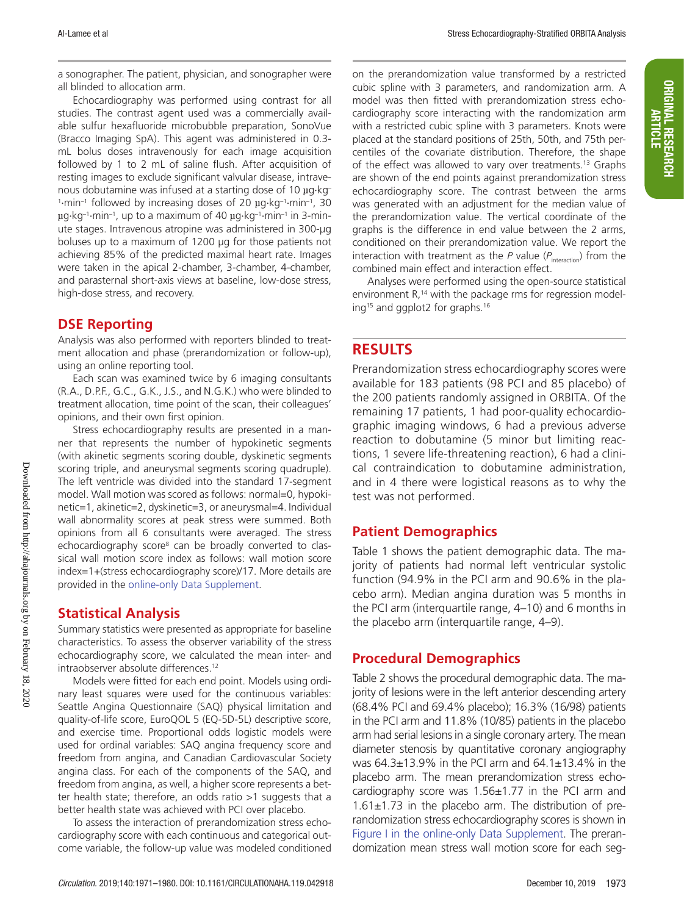a sonographer. The patient, physician, and sonographer were all blinded to allocation arm.

Echocardiography was performed using contrast for all studies. The contrast agent used was a commercially available sulfur hexafluoride microbubble preparation, SonoVue (Bracco Imaging SpA). This agent was administered in 0.3-mL bolus doses intravenously for each image acquisition followed by 1 to 2 mL of saline flush. After acquisition of resting images to exclude significant valvular disease, intravenous dobutamine was infused at a starting dose of 10 $\mu g \cdot kg^{-1} \cdot min^{-1}$ followed by increasing doses of 20 $\mu g \cdot kg^{-1} \cdot min^{-1}$, 30 $\mu g \cdot kg^{-1} \cdot min^{-1}$, up to a maximum of 40 $\mu g \cdot kg^{-1} \cdot min^{-1}$ in 3-minute stages. Intravenous atropine was administered in 300-μg boluses up to a maximum of 1200 μg for those patients not achieving 85% of the predicted maximal heart rate. Images were taken in the apical 2-chamber, 3-chamber, 4-chamber, and parasternal short-axis views at baseline, low-dose stress, high-dose stress, and recovery.

## DSE Reporting

Analysis was also performed with reporters blinded to treatment allocation and phase (prerandomization or follow-up), using an online reporting tool.

Each scan was examined twice by 6 imaging consultants (R.A., D.P.F., G.C., G.K., J.S., and N.G.K.) who were blinded to treatment allocation, time point of the scan, their colleagues' opinions, and their own first opinion.

Stress echocardiography results are presented in a manner that represents the number of hypokinetic segments (with akinetic segments scoring double, dyskinetic segments scoring triple, and aneurysmal segments scoring quadruple). The left ventricle was divided into the standard 17-segment model. Wall motion was scored as follows: normal=0, hypokinetic=1, akinetic=2, dyskinetic=3, or aneurysmal=4. Individual wall abnormality scores at peak stress were summed. Both opinions from all 6 consultants were averaged. The stress echocardiography score[8] can be broadly converted to classical wall motion score index as follows: wall motion score index=1+(stress echocardiography score)/17. More details are provided in the online-only Data Supplement.

## Statistical Analysis

Summary statistics were presented as appropriate for baseline characteristics. To assess the observer variability of the stress echocardiography score, we calculated the mean inter- and intraobserver absolute differences.[12]

Models were fitted for each end point. Models using ordinary least squares were used for the continuous variables: Seattle Angina Questionnaire (SAQ) physical limitation and quality-of-life score, EuroQOL 5 (EQ-5D-5L) descriptive score, and exercise time. Proportional odds logistic models were used for ordinal variables: SAQ angina frequency score and freedom from angina, and Canadian Cardiovascular Society angina class. For each of the components of the SAQ, and freedom from angina, as well, a higher score represents a better health state; therefore, an odds ratio >1 suggests that a better health state was achieved with PCI over placebo.

To assess the interaction of prerandomization stress echocardiography score with each continuous and categorical outcome variable, the follow-up value was modeled conditioned on the prerandomization value transformed by a restricted cubic spline with 3 parameters, and randomization arm. A model was then fitted with prerandomization stress echocardiography score interacting with the randomization arm with a restricted cubic spline with 3 parameters. Knots were placed at the standard positions of 25th, 50th, and 75th percentiles of the covariate distribution. Therefore, the shape of the effect was allowed to vary over treatments.[13] Graphs are shown of the end points against prerandomization stress echocardiography score. The contrast between the arms was generated with an adjustment for the median value of the prerandomization value. The vertical coordinate of the graphs is the difference in end value between the 2 arms, conditioned on their prerandomization value. We report the interaction with treatment as the *P* value ($P_{interaction}$) from the combined main effect and interaction effect.

Analyses were performed using the open-source statistical environment R,[14] with the package rms for regression modeling[15] and ggplot2 for graphs.[16]

# RESULTS

Prerandomization stress echocardiography scores were available for 183 patients (98 PCI and 85 placebo) of the 200 patients randomly assigned in ORBITA. Of the remaining 17 patients, 1 had poor-quality echocardiographic imaging windows, 6 had a previous adverse reaction to dobutamine (5 minor but limiting reactions, 1 severe life-threatening reaction), 6 had a clinical contraindication to dobutamine administration, and in 4 there were logistical reasons as to why the test was not performed.

## Patient Demographics

Table 1 shows the patient demographic data. The majority of patients had normal left ventricular systolic function (94.9% in the PCI arm and 90.6% in the placebo arm). Median angina duration was 5 months in the PCI arm (interquartile range, 4–10) and 6 months in the placebo arm (interquartile range, 4–9).

## Procedural Demographics

Table 2 shows the procedural demographic data. The majority of lesions were in the left anterior descending artery (68.4% PCI and 69.4% placebo); 16.3% (16/98) patients in the PCI arm and 11.8% (10/85) patients in the placebo arm had serial lesions in a single coronary artery. The mean diameter stenosis by quantitative coronary angiography was 64.3±13.9% in the PCI arm and 64.1±13.4% in the placebo arm. The mean prerandomization stress echocardiography score was 1.56±1.77 in the PCI arm and 1.61±1.73 in the placebo arm. The distribution of prerandomization stress echocardiography scores is shown in Figure I in the online-only Data Supplement. The prerandomization mean stress wall motion score for each seg-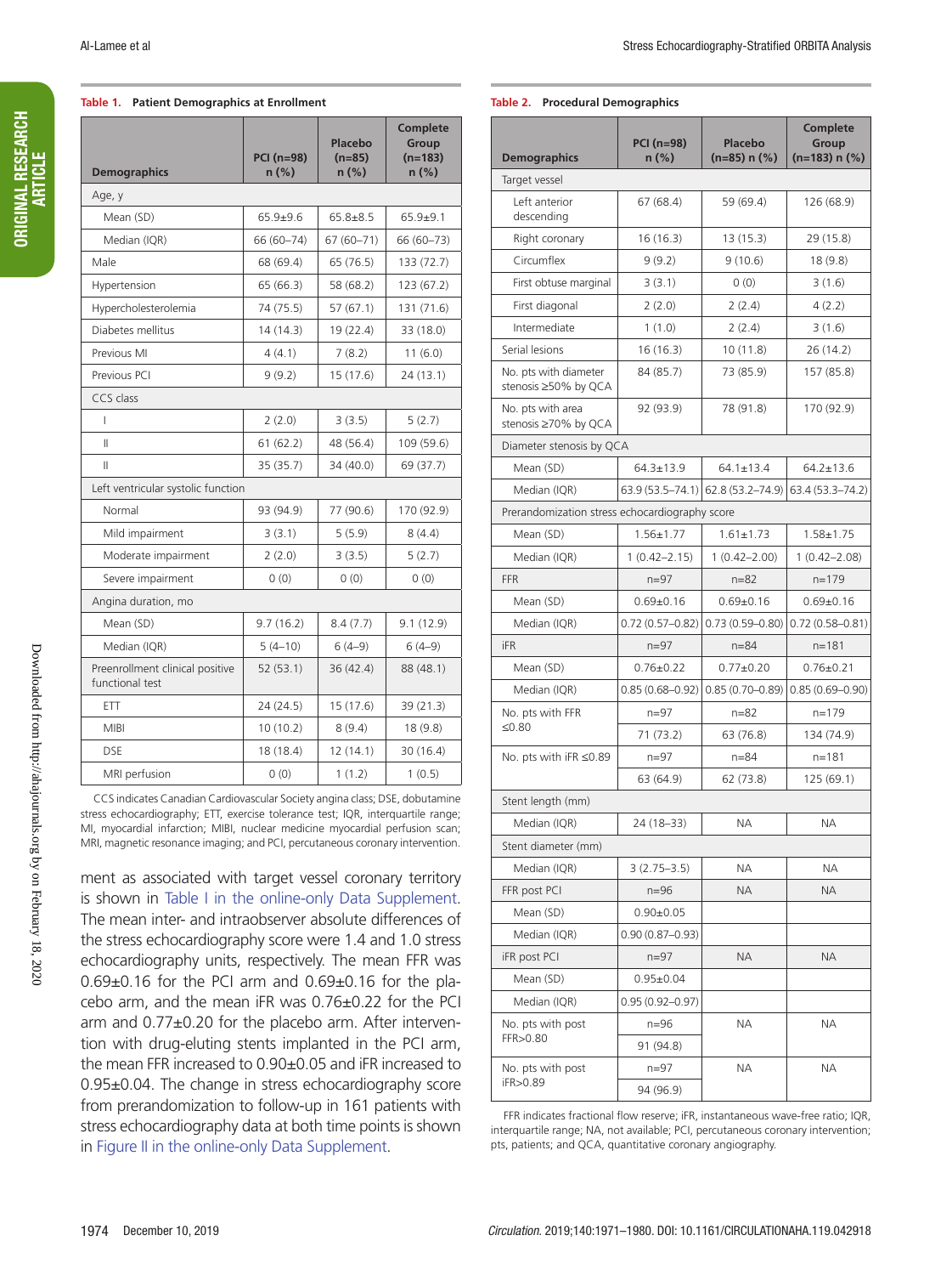**Table 1. Patient Demographics at Enrollment**

| Demographics | PCI (n=98) n (%) | Placebo (n=85) n (%) | Complete Group (n=183) n (%) |
|---|---|---|---|
| Age, y | | | |
| Mean (SD) | 65.9±9.6 | 65.8±8.5 | 65.9±9.1 |
| Median (IQR) | 66 (60–74) | 67 (60–71) | 66 (60–73) |
| Male | 68 (69.4) | 65 (76.5) | 133 (72.7) |
| Hypertension | 65 (66.3) | 58 (68.2) | 123 (67.2) |
| Hypercholesterolemia | 74 (75.5) | 57 (67.1) | 131 (71.6) |
| Diabetes mellitus | 14 (14.3) | 19 (22.4) | 33 (18.0) |
| Previous MI | 4 (4.1) | 7 (8.2) | 11 (6.0) |
| Previous PCI | 9 (9.2) | 15 (17.6) | 24 (13.1) |
| CCS class | | | |
| I | 2 (2.0) | 3 (3.5) | 5 (2.7) |
| II | 61 (62.2) | 48 (56.4) | 109 (59.6) |
| II | 35 (35.7) | 34 (40.0) | 69 (37.7) |
| Left ventricular systolic function | | | |
| Normal | 93 (94.9) | 77 (90.6) | 170 (92.9) |
| Mild impairment | 3 (3.1) | 5 (5.9) | 8 (4.4) |
| Moderate impairment | 2 (2.0) | 3 (3.5) | 5 (2.7) |
| Severe impairment | 0 (0) | 0 (0) | 0 (0) |
| Angina duration, mo | | | |
| Mean (SD) | 9.7 (16.2) | 8.4 (7.7) | 9.1 (12.9) |
| Median (IQR) | 5 (4–10) | 6 (4–9) | 6 (4–9) |
| Preenrollment clinical positive functional test | 52 (53.1) | 36 (42.4) | 88 (48.1) |
| ETT | 24 (24.5) | 15 (17.6) | 39 (21.3) |
| MIBI | 10 (10.2) | 8 (9.4) | 18 (9.8) |
| DSE | 18 (18.4) | 12 (14.1) | 30 (16.4) |
| MRI perfusion | 0 (0) | 1 (1.2) | 1 (0.5) |

CCS indicates Canadian Cardiovascular Society angina class; DSE, dobutamine stress echocardiography; ETT, exercise tolerance test; IQR, interquartile range; MI, myocardial infarction; MIBI, nuclear medicine myocardial perfusion scan; MRI, magnetic resonance imaging; and PCI, percutaneous coronary intervention.

ment as associated with target vessel coronary territory is shown in Table I in the online-only Data Supplement. The mean inter- and intraobserver absolute differences of the stress echocardiography score were 1.4 and 1.0 stress echocardiography units, respectively. The mean FFR was 0.69±0.16 for the PCI arm and 0.69±0.16 for the placebo arm, and the mean iFR was 0.76±0.22 for the PCI arm and 0.77±0.20 for the placebo arm. After intervention with drug-eluting stents implanted in the PCI arm, the mean FFR increased to 0.90±0.05 and iFR increased to 0.95±0.04. The change in stress echocardiography score from prerandomization to follow-up in 161 patients with stress echocardiography data at both time points is shown in Figure II in the online-only Data Supplement.

**Table 2. Procedural Demographics**

| Demographics | PCI (n=98) n (%) | Placebo (n=85) n (%) | Complete Group (n=183) n (%) |
|---|---|---|---|
| Target vessel | | | |
| Left anterior descending | 67 (68.4) | 59 (69.4) | 126 (68.9) |
| Right coronary | 16 (16.3) | 13 (15.3) | 29 (15.8) |
| Circumflex | 9 (9.2) | 9 (10.6) | 18 (9.8) |
| First obtuse marginal | 3 (3.1) | 0 (0) | 3 (1.6) |
| First diagonal | 2 (2.0) | 2 (2.4) | 4 (2.2) |
| Intermediate | 1 (1.0) | 2 (2.4) | 3 (1.6) |
| Serial lesions | 16 (16.3) | 10 (11.8) | 26 (14.2) |
| No. pts with diameter stenosis ≥50% by QCA | 84 (85.7) | 73 (85.9) | 157 (85.8) |
| No. pts with area stenosis ≥70% by QCA | 92 (93.9) | 78 (91.8) | 170 (92.9) |
| Diameter stenosis by QCA | | | |
| Mean (SD) | 64.3±13.9 | 64.1±13.4 | 64.2±13.6 |
| Median (IQR) | 63.9 (53.5–74.1) | 62.8 (53.2–74.9) | 63.4 (53.3–74.2) |
| Prerandomization stress echocardiography score | | | |
| Mean (SD) | 1.56±1.77 | 1.61±1.73 | 1.58±1.75 |
| Median (IQR) | 1 (0.42–2.15) | 1 (0.42–2.00) | 1 (0.42–2.08) |
| FFR | n=97 | n=82 | n=179 |
| Mean (SD) | 0.69±0.16 | 0.69±0.16 | 0.69±0.16 |
| Median (IQR) | 0.72 (0.57–0.82) | 0.73 (0.59–0.80) | 0.72 (0.58–0.81) |
| iFR | n=97 | n=84 | n=181 |
| Mean (SD) | 0.76±0.22 | 0.77±0.20 | 0.76±0.21 |
| Median (IQR) | 0.85 (0.68–0.92) | 0.85 (0.70–0.89) | 0.85 (0.69–0.90) |
| No. pts with FFR ≤0.80 | n=97 | n=82 | n=179 |
| | 71 (73.2) | 63 (76.8) | 134 (74.9) |
| No. pts with iFR ≤0.89 | n=97 | n=84 | n=181 |
| | 63 (64.9) | 62 (73.8) | 125 (69.1) |
| Stent length (mm) | | | |
| Median (IQR) | 24 (18–33) | NA | NA |
| Stent diameter (mm) | | | |
| Median (IQR) | 3 (2.75–3.5) | NA | NA |
| FFR post PCI | n=96 | NA | NA |
| Mean (SD) | 0.90±0.05 | | |
| Median (IQR) | 0.90 (0.87–0.93) | | |
| iFR post PCI | n=97 | NA | NA |
| Mean (SD) | 0.95±0.04 | | |
| Median (IQR) | 0.95 (0.92–0.97) | | |
| No. pts with post FFR>0.80 | n=96 | NA | NA |
| | 91 (94.8) | | |
| No. pts with post iFR>0.89 | n=97 | NA | NA |
| | 94 (96.9) | | |

FFR indicates fractional flow reserve; iFR, instantaneous wave-free ratio; IQR, interquartile range; NA, not available; PCI, percutaneous coronary intervention; pts, patients; and QCA, quantitative coronary angiography.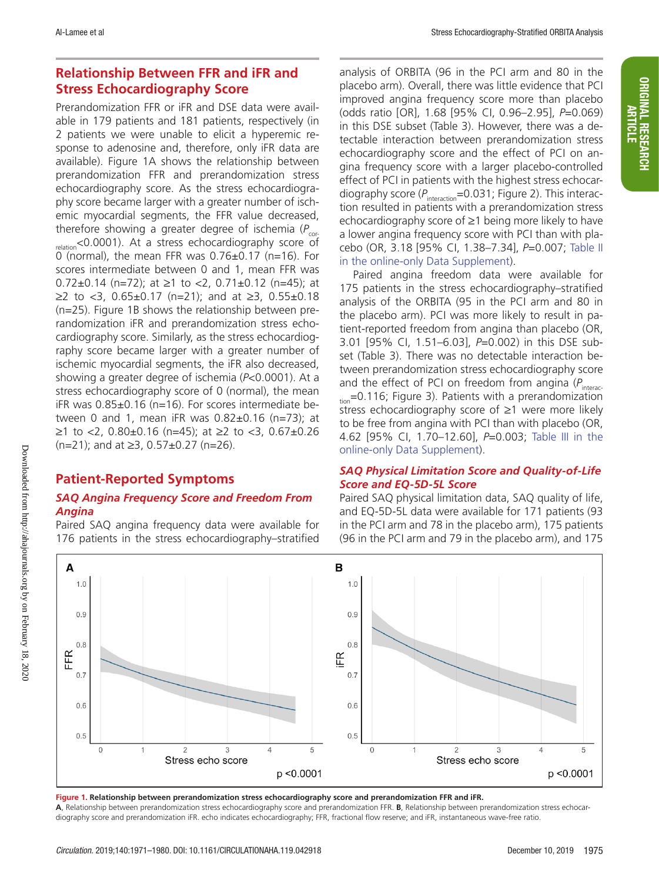## Relationship Between FFR and iFR and Stress Echocardiography Score

Prerandomization FFR or iFR and DSE data were available in 179 patients and 181 patients, respectively (in 2 patients we were unable to elicit a hyperemic response to adenosine and, therefore, only iFR data are available). Figure 1A shows the relationship between prerandomization FFR and prerandomization stress echocardiography score. As the stress echocardiography score became larger with a greater number of ischemic myocardial segments, the FFR value decreased, therefore showing a greater degree of ischemia ($P_{correlation}$<0.0001). At a stress echocardiography score of 0 (normal), the mean FFR was 0.76±0.17 (n=16). For scores intermediate between 0 and 1, mean FFR was 0.72±0.14 (n=72); at ≥1 to <2, 0.71±0.12 (n=45); at ≥2 to <3, 0.65±0.17 (n=21); and at ≥3, 0.55±0.18 (n=25). Figure 1B shows the relationship between prerandomization iFR and prerandomization stress echocardiography score. Similarly, as the stress echocardiography score became larger with a greater number of ischemic myocardial segments, the iFR also decreased, showing a greater degree of ischemia (*P*<0.0001). At a stress echocardiography score of 0 (normal), the mean iFR was 0.85±0.16 (n=16). For scores intermediate between 0 and 1, mean iFR was 0.82±0.16 (n=73); at ≥1 to <2, 0.80±0.16 (n=45); at ≥2 to <3, 0.67±0.26 (n=21); and at ≥3, 0.57±0.27 (n=26).

## Patient-Reported Symptoms

### *SAQ Angina Frequency Score and Freedom From Angina*

Paired SAQ angina frequency data were available for 176 patients in the stress echocardiography–stratified analysis of ORBITA (96 in the PCI arm and 80 in the placebo arm). Overall, there was little evidence that PCI improved angina frequency score more than placebo (odds ratio [OR], 1.68 [95% CI, 0.96–2.95], *P*=0.069) in this DSE subset (Table 3). However, there was a detectable interaction between prerandomization stress echocardiography score and the effect of PCI on angina frequency score with a larger placebo-controlled effect of PCI in patients with the highest stress echocardiography score ($P_{interaction}$=0.031; Figure 2). This interaction resulted in patients with a prerandomization stress echocardiography score of ≥1 being more likely to have a lower angina frequency score with PCI than with placebo (OR, 3.18 [95% CI, 1.38–7.34], *P*=0.007; Table II in the online-only Data Supplement).

Paired angina freedom data were available for 175 patients in the stress echocardiography–stratified analysis of the ORBITA (95 in the PCI arm and 80 in the placebo arm). PCI was more likely to result in patient-reported freedom from angina than placebo (OR, 3.01 [95% CI, 1.51–6.03], *P*=0.002) in this DSE subset (Table 3). There was no detectable interaction between prerandomization stress echocardiography score and the effect of PCI on freedom from angina ($P_{interaction}$=0.116; Figure 3). Patients with a prerandomization stress echocardiography score of ≥1 were more likely to be free from angina with PCI than with placebo (OR, 4.62 [95% CI, 1.70–12.60], *P*=0.003; Table III in the online-only Data Supplement).

### *SAQ Physical Limitation Score and Quality-of-Life Score and EQ-5D-5L Score*

Paired SAQ physical limitation data, SAQ quality of life, and EQ-5D-5L data were available for 171 patients (93 in the PCI arm and 78 in the placebo arm), 175 patients (96 in the PCI arm and 79 in the placebo arm), and 175

**Figure 1. Relationship between prerandomization stress echocardiography score and prerandomization FFR and iFR.**
**A**, Relationship between prerandomization stress echocardiography score and prerandomization FFR. **B**, Relationship between prerandomization stress echocardiography score and prerandomization iFR. echo indicates echocardiography; FFR, fractional flow reserve; and iFR, instantaneous wave-free ratio.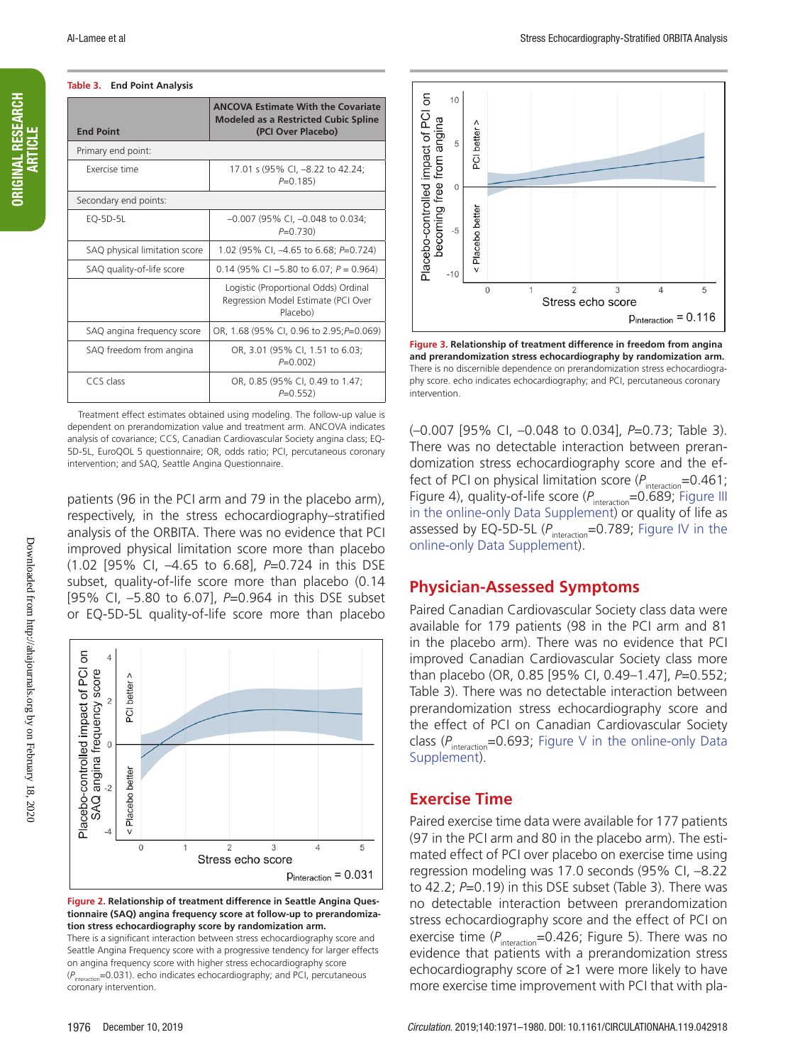**Table 3. End Point Analysis**

| End Point | ANCOVA Estimate With the Covariate Modeled as a Restricted Cubic Spline (PCI Over Placebo) |
|---|---|
| Primary end point: | |
| Exercise time | 17.01 s (95% CI, –8.22 to 42.24; *P*=0.185) |
| Secondary end points: | |
| EQ-5D-5L | –0.007 (95% CI, –0.048 to 0.034; *P*=0.730) |
| SAQ physical limitation score | 1.02 (95% CI, –4.65 to 6.68; *P*=0.724) |
| SAQ quality-of-life score | 0.14 (95% CI –5.80 to 6.07; *P* = 0.964) |
| | Logistic (Proportional Odds) Ordinal Regression Model Estimate (PCI Over Placebo) |
| SAQ angina frequency score | OR, 1.68 (95% CI, 0.96 to 2.95;*P*=0.069) |
| SAQ freedom from angina | OR, 3.01 (95% CI, 1.51 to 6.03; *P*=0.002) |
| CCS class | OR, 0.85 (95% CI, 0.49 to 1.47; *P*=0.552) |

Treatment effect estimates obtained using modeling. The follow-up value is dependent on prerandomization value and treatment arm. ANCOVA indicates analysis of covariance; CCS, Canadian Cardiovascular Society angina class; EQ-5D-5L, EuroQOL 5 questionnaire; OR, odds ratio; PCI, percutaneous coronary intervention; and SAQ, Seattle Angina Questionnaire.

patients (96 in the PCI arm and 79 in the placebo arm), respectively, in the stress echocardiography–stratified analysis of the ORBITA. There was no evidence that PCI improved physical limitation score more than placebo (1.02 [95% CI, –4.65 to 6.68], *P*=0.724 in this DSE subset, quality-of-life score more than placebo (0.14 [95% CI, –5.80 to 6.07], *P*=0.964 in this DSE subset or EQ-5D-5L quality-of-life score more than placebo

**Figure 2. Relationship of treatment difference in Seattle Angina Questionnaire (SAQ) angina frequency score at follow-up to prerandomization stress echocardiography score by randomization arm.**
There is a significant interaction between stress echocardiography score and Seattle Angina Frequency score with a progressive tendency for larger effects on angina frequency score with higher stress echocardiography score ($P_{interaction}$=0.031). echo indicates echocardiography; and PCI, percutaneous coronary intervention.

**Figure 3. Relationship of treatment difference in freedom from angina and prerandomization stress echocardiography score by randomization arm.**
There is no discernible dependence on prerandomization stress echocardiography score. echo indicates echocardiography; and PCI, percutaneous coronary intervention.

(–0.007 [95% CI, –0.048 to 0.034], *P*=0.73; Table 3). There was no detectable interaction between prerandomization stress echocardiography score and the effect of PCI on physical limitation score ($P_{interaction}$=0.461; Figure 4), quality-of-life score ($P_{interaction}$=0.689; Figure III in the online-only Data Supplement) or quality of life as assessed by EQ-5D-5L ($P_{interaction}$=0.789; Figure IV in the online-only Data Supplement).

## Physician-Assessed Symptoms

Paired Canadian Cardiovascular Society class data were available for 179 patients (98 in the PCI arm and 81 in the placebo arm). There was no evidence that PCI improved Canadian Cardiovascular Society class more than placebo (OR, 0.85 [95% CI, 0.49–1.47], *P*=0.552; Table 3). There was no detectable interaction between prerandomization stress echocardiography score and the effect of PCI on Canadian Cardiovascular Society class ($P_{interaction}$=0.693; Figure V in the online-only Data Supplement).

## Exercise Time

Paired exercise time data were available for 177 patients (97 in the PCI arm and 80 in the placebo arm). The estimated effect of PCI over placebo on exercise time using regression modeling was 17.0 seconds (95% CI, –8.22 to 42.2; *P*=0.19) in this DSE subset (Table 3). There was no detectable interaction between prerandomization stress echocardiography score and the effect of PCI on exercise time ($P_{interaction}$=0.426; Figure 5). There was no evidence that patients with a prerandomization stress echocardiography score of ≥1 were more likely to have more exercise time improvement with PCI that with pla-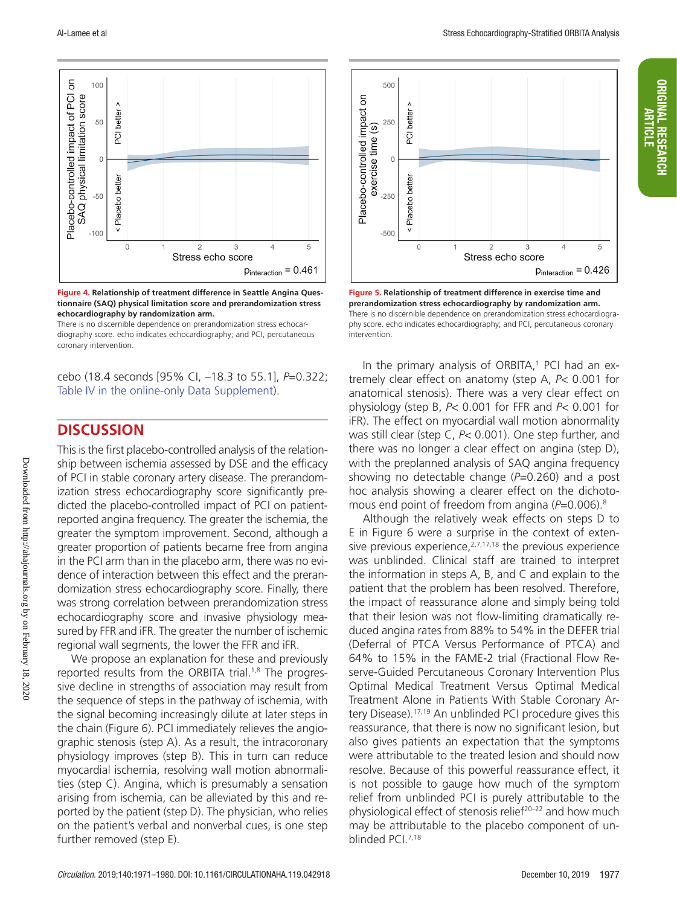**Figure 4. Relationship of treatment difference in Seattle Angina Questionnaire (SAQ) physical limitation score and prerandomization stress echocardiography by randomization arm.**

There is no discernible dependence on prerandomization stress echocardiography score. echo indicates echocardiography; and PCI, percutaneous coronary intervention.

**Figure 5. Relationship of treatment difference in exercise time and prerandomization stress echocardiography by randomization arm.**

There is no discernible dependence on prerandomization stress echocardiography score. echo indicates echocardiography; and PCI, percutaneous coronary intervention.

cebo (18.4 seconds [95% CI, −18.3 to 55.1], $P$=0.322; Table IV in the online-only Data Supplement).

## DISCUSSION

This is the first placebo-controlled analysis of the relationship between ischemia assessed by DSE and the efficacy of PCI in stable coronary artery disease. The prerandomization stress echocardiography score significantly predicted the placebo-controlled impact of PCI on patient-reported angina frequency. The greater the ischemia, the greater the symptom improvement. Second, although a greater proportion of patients became free from angina in the PCI arm than in the placebo arm, there was no evidence of interaction between this effect and the prerandomization stress echocardiography score. Finally, there was strong correlation between prerandomization stress echocardiography score and invasive physiology measured by FFR and iFR. The greater the number of ischemic regional wall segments, the lower the FFR and iFR.

We propose an explanation for these and previously reported results from the ORBITA trial.[1,8] The progressive decline in strengths of association may result from the sequence of steps in the pathway of ischemia, with the signal becoming increasingly dilute at later steps in the chain (Figure 6). PCI immediately relieves the angiographic stenosis (step A). As a result, the intracoronary physiology improves (step B). This in turn can reduce myocardial ischemia, resolving wall motion abnormalities (step C). Angina, which is presumably a sensation arising from ischemia, can be alleviated by this and reported by the patient (step D). The physician, who relies on the patient's verbal and nonverbal cues, is one step further removed (step E).

In the primary analysis of ORBITA,[1] PCI had an extremely clear effect on anatomy (step A, $P$< 0.001 for anatomical stenosis). There was a very clear effect on physiology (step B, $P$< 0.001 for FFR and $P$< 0.001 for iFR). The effect on myocardial wall motion abnormality was still clear (step C, $P$< 0.001). One step further, and there was no longer a clear effect on angina (step D), with the preplanned analysis of SAQ angina frequency showing no detectable change ($P$=0.260) and a post hoc analysis showing a clearer effect on the dichotomous end point of freedom from angina ($P$=0.006).[8]

Although the relatively weak effects on steps D to E in Figure 6 were a surprise in the context of extensive previous experience,[2,7,17,18] the previous experience was unblinded. Clinical staff are trained to interpret the information in steps A, B, and C and explain to the patient that the problem has been resolved. Therefore, the impact of reassurance alone and simply being told that their lesion was not flow-limiting dramatically reduced angina rates from 88% to 54% in the DEFER trial (Deferral of PTCA Versus Performance of PTCA) and 64% to 15% in the FAME-2 trial (Fractional Flow Reserve-Guided Percutaneous Coronary Intervention Plus Optimal Medical Treatment Versus Optimal Medical Treatment Alone in Patients With Stable Coronary Artery Disease).[17,19] An unblinded PCI procedure gives this reassurance, that there is now no significant lesion, but also gives patients an expectation that the symptoms were attributable to the treated lesion and should now resolve. Because of this powerful reassurance effect, it is not possible to gauge how much of the symptom relief from unblinded PCI is purely attributable to the physiological effect of stenosis relief[20–22] and how much may be attributable to the placebo component of unblinded PCI.[7,18]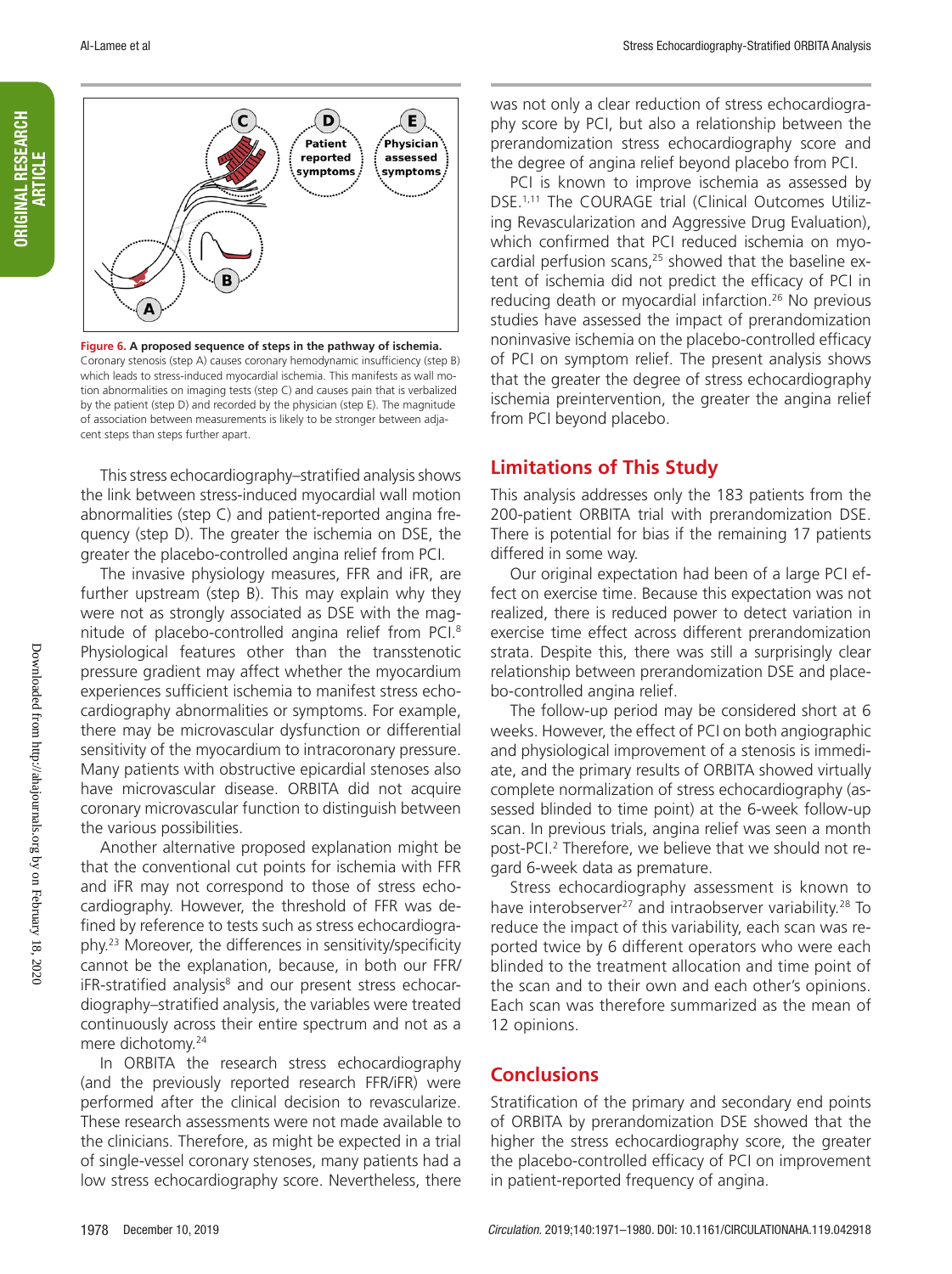C

D

Patient reported symptoms

E

Physician assessed symptoms

B

A

**Figure 6. A proposed sequence of steps in the pathway of ischemia.** Coronary stenosis (step A) causes coronary hemodynamic insufficiency (step B) which leads to stress-induced myocardial ischemia. This manifests as wall motion abnormalities on imaging tests (step C) and causes pain that is verbalized by the patient (step D) and recorded by the physician (step E). The magnitude of association between measurements is likely to be stronger between adjacent steps than steps further apart.

This stress echocardiography–stratified analysis shows the link between stress-induced myocardial wall motion abnormalities (step C) and patient-reported angina frequency (step D). The greater the ischemia on DSE, the greater the placebo-controlled angina relief from PCI.

The invasive physiology measures, FFR and iFR, are further upstream (step B). This may explain why they were not as strongly associated as DSE with the magnitude of placebo-controlled angina relief from PCI.[8] Physiological features other than the transstenotic pressure gradient may affect whether the myocardium experiences sufficient ischemia to manifest stress echocardiography abnormalities or symptoms. For example, there may be microvascular dysfunction or differential sensitivity of the myocardium to intracoronary pressure. Many patients with obstructive epicardial stenoses also have microvascular disease. ORBITA did not acquire coronary microvascular function to distinguish between the various possibilities.

Another alternative proposed explanation might be that the conventional cut points for ischemia with FFR and iFR may not correspond to those of stress echocardiography. However, the threshold of FFR was defined by reference to tests such as stress echocardiography.[23] Moreover, the differences in sensitivity/specificity cannot be the explanation, because, in both our FFR/iFR-stratified analysis[8] and our present stress echocardiography–stratified analysis, the variables were treated continuously across their entire spectrum and not as a mere dichotomy.[24]

In ORBITA the research stress echocardiography (and the previously reported research FFR/iFR) were performed after the clinical decision to revascularize. These research assessments were not made available to the clinicians. Therefore, as might be expected in a trial of single-vessel coronary stenoses, many patients had a low stress echocardiography score. Nevertheless, there was not only a clear reduction of stress echocardiography score by PCI, but also a relationship between the prerandomization stress echocardiography score and the degree of angina relief beyond placebo from PCI.

PCI is known to improve ischemia as assessed by DSE.[1,11] The COURAGE trial (Clinical Outcomes Utilizing Revascularization and Aggressive Drug Evaluation), which confirmed that PCI reduced ischemia on myocardial perfusion scans,[25] showed that the baseline extent of ischemia did not predict the efficacy of PCI in reducing death or myocardial infarction.[26] No previous studies have assessed the impact of prerandomization noninvasive ischemia on the placebo-controlled efficacy of PCI on symptom relief. The present analysis shows that the greater the degree of stress echocardiography ischemia preintervention, the greater the angina relief from PCI beyond placebo.

## Limitations of This Study

This analysis addresses only the 183 patients from the 200-patient ORBITA trial with prerandomization DSE. There is potential for bias if the remaining 17 patients differed in some way.

Our original expectation had been of a large PCI effect on exercise time. Because this expectation was not realized, there is reduced power to detect variation in exercise time effect across different prerandomization strata. Despite this, there was still a surprisingly clear relationship between prerandomization DSE and placebo-controlled angina relief.

The follow-up period may be considered short at 6 weeks. However, the effect of PCI on both angiographic and physiological improvement of a stenosis is immediate, and the primary results of ORBITA showed virtually complete normalization of stress echocardiography (assessed blinded to time point) at the 6-week follow-up scan. In previous trials, angina relief was seen a month post-PCI.[2] Therefore, we believe that we should not regard 6-week data as premature.

Stress echocardiography assessment is known to have interobserver[27] and intraobserver variability.[28] To reduce the impact of this variability, each scan was reported twice by 6 different operators who were each blinded to the treatment allocation and time point of the scan and to their own and each other's opinions. Each scan was therefore summarized as the mean of 12 opinions.

## Conclusions

Stratification of the primary and secondary end points of ORBITA by prerandomization DSE showed that the higher the stress echocardiography score, the greater the placebo-controlled efficacy of PCI on improvement in patient-reported frequency of angina.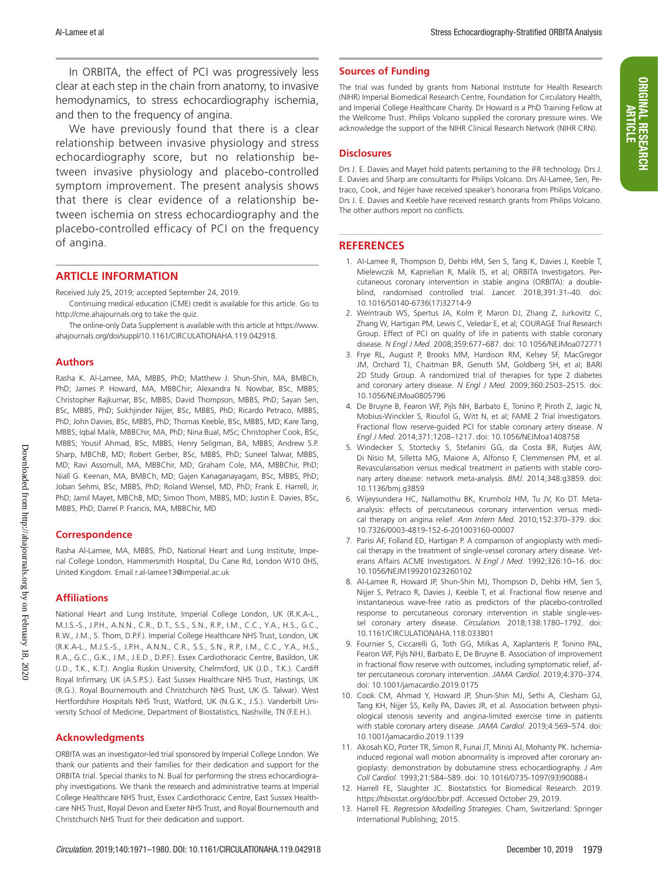In ORBITA, the effect of PCI was progressively less clear at each step in the chain from anatomy, to invasive hemodynamics, to stress echocardiography ischemia, and then to the frequency of angina.

We have previously found that there is a clear relationship between invasive physiology and stress echocardiography score, but no relationship between invasive physiology and placebo-controlled symptom improvement. The present analysis shows that there is clear evidence of a relationship between ischemia on stress echocardiography and the placebo-controlled efficacy of PCI on the frequency of angina.

## ARTICLE INFORMATION

Received July 25, 2019; accepted September 24, 2019.

Continuing medical education (CME) credit is available for this article. Go to http://cme.ahajournals.org to take the quiz.

The online-only Data Supplement is available with this article at https://www.ahajournals.org/doi/suppl/10.1161/CIRCULATIONAHA.119.042918.

### Authors

Rasha K. Al-Lamee, MA, MBBS, PhD; Matthew J. Shun-Shin, MA, BMBCh, PhD; James P. Howard, MA, MBBChir; Alexandra N. Nowbar, BSc, MBBS; Christopher Rajkumar, BSc, MBBS; David Thompson, MBBS, PhD; Sayan Sen, BSc, MBBS, PhD; Sukhjinder Nijjer, BSc, MBBS, PhD; Ricardo Petraco, MBBS, PhD; John Davies, BSc, MBBS, PhD; Thomas Keeble, BSc, MBBS, MD; Kare Tang, MBBS; Iqbal Malik, MBBChir, MA, PhD; Nina Bual, MSc; Christopher Cook, BSc, MBBS; Yousif Ahmad, BSc, MBBS; Henry Seligman, BA, MBBS; Andrew S.P. Sharp, MBChB, MD; Robert Gerber, BSc, MBBS, PhD; Suneel Talwar, MBBS, MD; Ravi Assomull, MA, MBBChir, MD; Graham Cole, MA, MBBChir, PhD; Niall G. Keenan, MA, BMBCh, MD; Gajen Kanaganayagam, BSc, MBBS, PhD; Joban Sehmi, BSc, MBBS, PhD; Roland Wensel, MD, PhD; Frank E. Harrell, Jr, PhD; Jamil Mayet, MBChB, MD; Simon Thom, MBBS, MD; Justin E. Davies, BSc, MBBS, PhD; Darrel P. Francis, MA, MBBChir, MD

### Correspondence

Rasha Al-Lamee, MA, MBBS, PhD, National Heart and Lung Institute, Imperial College London, Hammersmith Hospital, Du Cane Rd, London W10 0HS, United Kingdom. Email r.al-lamee13@imperial.ac.uk

### Affiliations

National Heart and Lung Institute, Imperial College London, UK (R.K.A-L., M.J.S.-S., J.P.H., A.N.N., C.R., D.T., S.S., S.N., R.P., I.M., C.C., Y.A., H.S., G.C., R.W., J.M., S. Thom, D.P.F.). Imperial College Healthcare NHS Trust, London, UK (R.K.A-L., M.J.S.-S., J.P.H., A.N.N., C.R., S.S., S.N., R.P., I.M., C.C., Y.A., H.S., R.A., G.C., G.K., J.M., J.E.D., D.P.F.). Essex Cardiothoracic Centre, Basildon, UK (J.D., T.K., K.T.). Anglia Ruskin University, Chelmsford, UK (J.D., T.K.). Cardiff Royal Infirmary, UK (A.S.P.S.). East Sussex Healthcare NHS Trust, Hastings, UK (R.G.). Royal Bournemouth and Christchurch NHS Trust, UK (S. Talwar). West Hertfordshire Hospitals NHS Trust, Watford, UK (N.G.K., J.S.). Vanderbilt University School of Medicine, Department of Biostatistics, Nashville, TN (F.E.H.).

### Acknowledgments

ORBITA was an investigator-led trial sponsored by Imperial College London. We thank our patients and their families for their dedication and support for the ORBITA trial. Special thanks to N. Bual for performing the stress echocardiography investigations. We thank the research and administrative teams at Imperial College Healthcare NHS Trust, Essex Cardiothoracic Centre, East Sussex Healthcare NHS Trust, Royal Devon and Exeter NHS Trust, and Royal Bournemouth and Christchurch NHS Trust for their dedication and support.

### Sources of Funding

The trial was funded by grants from National Institute for Health Research (NIHR) Imperial Biomedical Research Centre, Foundation for Circulatory Health, and Imperial College Healthcare Charity. Dr Howard is a PhD Training Fellow at the Wellcome Trust. Philips Volcano supplied the coronary pressure wires. We acknowledge the support of the NIHR Clinical Research Network (NIHR CRN).

### Disclosures

Drs J. E. Davies and Mayet hold patents pertaining to the iFR technology. Drs J. E. Davies and Sharp are consultants for Philips Volcano. Drs Al-Lamee, Sen, Petraco, Cook, and Nijjer have received speaker's honoraria from Philips Volcano. Drs J. E. Davies and Keeble have received research grants from Philips Volcano. The other authors report no conflicts.

## REFERENCES

1. Al-Lamee R, Thompson D, Dehbi HM, Sen S, Tang K, Davies J, Keeble T, Mielewczik M, Kaprielian R, Malik IS, et al; ORBITA Investigators. Percutaneous coronary intervention in stable angina (ORBITA): a double-blind, randomised controlled trial. *Lancet*. 2018;391:31–40. doi: 10.1016/S0140-6736(17)32714-9
2. Weintraub WS, Spertus JA, Kolm P, Maron DJ, Zhang Z, Jurkovitz C, Zhang W, Hartigan PM, Lewis C, Veledar E, et al; COURAGE Trial Research Group. Effect of PCI on quality of life in patients with stable coronary disease. *N Engl J Med*. 2008;359:677–687. doi: 10.1056/NEJMoa072771
3. Frye RL, August P, Brooks MM, Hardison RM, Kelsey SF, MacGregor JM, Orchard TJ, Chaitman BR, Genuth SM, Goldberg SH, et al; BARI 2D Study Group. A randomized trial of therapies for type 2 diabetes and coronary artery disease. *N Engl J Med*. 2009;360:2503–2515. doi: 10.1056/NEJMoa0805796
4. De Bruyne B, Fearon WF, Pijls NH, Barbato E, Tonino P, Piroth Z, Jagic N, Mobius-Winckler S, Rioufol G, Witt N, et al; FAME 2 Trial Investigators. Fractional flow reserve-guided PCI for stable coronary artery disease. *N Engl J Med*. 2014;371:1208–1217. doi: 10.1056/NEJMoa1408758
5. Windecker S, Stortecky S, Stefanini GG, da Costa BR, Rutjes AW, Di Nisio M, Silletta MG, Maione A, Alfonso F, Clemmensen PM, et al. Revascularisation versus medical treatment in patients with stable coronary artery disease: network meta-analysis. *BMJ*. 2014;348:g3859. doi: 10.1136/bmj.g3859
6. Wijeysundera HC, Nallamothu BK, Krumholz HM, Tu JV, Ko DT. Meta-analysis: effects of percutaneous coronary intervention versus medical therapy on angina relief. *Ann Intern Med*. 2010;152:370–379. doi: 10.7326/0003-4819-152-6-201003160-00007
7. Parisi AF, Folland ED, Hartigan P. A comparison of angioplasty with medical therapy in the treatment of single-vessel coronary artery disease. Veterans Affairs ACME Investigators. *N Engl J Med*. 1992;326:10–16. doi: 10.1056/NEJM199201023260102
8. Al-Lamee R, Howard JP, Shun-Shin MJ, Thompson D, Dehbi HM, Sen S, Nijjer S, Petraco R, Davies J, Keeble T, et al. Fractional flow reserve and instantaneous wave-free ratio as predictors of the placebo-controlled response to percutaneous coronary intervention in stable single-vessel coronary artery disease. *Circulation*. 2018;138:1780–1792. doi: 10.1161/CIRCULATIONAHA.118.033801
9. Fournier S, Ciccarelli G, Toth GG, Milkas A, Xaplanteris P, Tonino PAL, Fearon WF, Pijls NHJ, Barbato E, De Bruyne B. Association of improvement in fractional flow reserve with outcomes, including symptomatic relief, after percutaneous coronary intervention. *JAMA Cardiol*. 2019;4:370–374. doi: 10.1001/jamacardio.2019.0175
10. Cook CM, Ahmad Y, Howard JP, Shun-Shin MJ, Sethi A, Clesham GJ, Tang KH, Nijjer SS, Kelly PA, Davies JR, et al. Association between physiological stenosis severity and angina-limited exercise time in patients with stable coronary artery disease. *JAMA Cardiol*. 2019;4:569–574. doi: 10.1001/jamacardio.2019.1139
11. Akosah KO, Porter TR, Simon R, Funai JT, Minisi AJ, Mohanty PK. Ischemia-induced regional wall motion abnormality is improved after coronary angioplasty: demonstration by dobutamine stress echocardiography. *J Am Coll Cardiol*. 1993;21:584–589. doi: 10.1016/0735-1097(93)90088-i
12. Harrell FE, Slaughter JC. Biostatistics for Biomedical Research. 2019. https://hbiostat.org/doc/bbr.pdf. Accessed October 29, 2019.
13. Harrell FE. *Regression Modelling Strategies*. Cham, Switzerland: Springer International Publishing; 2015.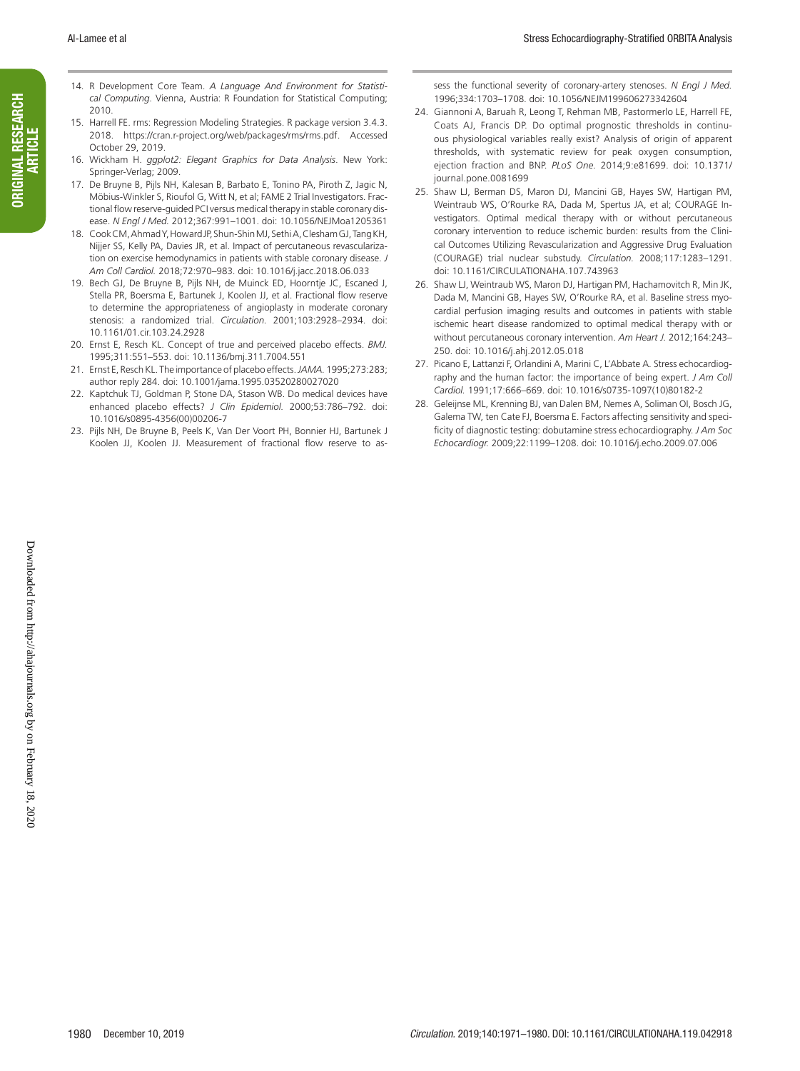14. R Development Core Team. *A Language And Environment for Statistical Computing*. Vienna, Austria: R Foundation for Statistical Computing; 2010.
15. Harrell FE. rms: Regression Modeling Strategies. R package version 3.4.3. 2018. https://cran.r-project.org/web/packages/rms/rms.pdf. Accessed October 29, 2019.
16. Wickham H. *ggplot2: Elegant Graphics for Data Analysis*. New York: Springer-Verlag; 2009.
17. De Bruyne B, Pijls NH, Kalesan B, Barbato E, Tonino PA, Piroth Z, Jagic N, Möbius-Winkler S, Rioufol G, Witt N, et al; FAME 2 Trial Investigators. Fractional flow reserve-guided PCI versus medical therapy in stable coronary disease. *N Engl J Med.* 2012;367:991–1001. doi: 10.1056/NEJMoa1205361
18. Cook CM, Ahmad Y, Howard JP, Shun-Shin MJ, Sethi A, Clesham GJ, Tang KH, Nijjer SS, Kelly PA, Davies JR, et al. Impact of percutaneous revascularization on exercise hemodynamics in patients with stable coronary disease. *J Am Coll Cardiol.* 2018;72:970–983. doi: 10.1016/j.jacc.2018.06.033
19. Bech GJ, De Bruyne B, Pijls NH, de Muinck ED, Hoorntje JC, Escaned J, Stella PR, Boersma E, Bartunek J, Koolen JJ, et al. Fractional flow reserve to determine the appropriateness of angioplasty in moderate coronary stenosis: a randomized trial. *Circulation.* 2001;103:2928–2934. doi: 10.1161/01.cir.103.24.2928
20. Ernst E, Resch KL. Concept of true and perceived placebo effects. *BMJ.* 1995;311:551–553. doi: 10.1136/bmj.311.7004.551
21. Ernst E, Resch KL. The importance of placebo effects. *JAMA.* 1995;273:283; author reply 284. doi: 10.1001/jama.1995.03520280027020
22. Kaptchuk TJ, Goldman P, Stone DA, Stason WB. Do medical devices have enhanced placebo effects? *J Clin Epidemiol.* 2000;53:786–792. doi: 10.1016/s0895-4356(00)00206-7
23. Pijls NH, De Bruyne B, Peels K, Van Der Voort PH, Bonnier HJ, Bartunek J Koolen JJ, Koolen JJ. Measurement of fractional flow reserve to assess the functional severity of coronary-artery stenoses. *N Engl J Med.* 1996;334:1703–1708. doi: 10.1056/NEJM199606273342604
24. Giannoni A, Baruah R, Leong T, Rehman MB, Pastormerlo LE, Harrell FE, Coats AJ, Francis DP. Do optimal prognostic thresholds in continuous physiological variables really exist? Analysis of origin of apparent thresholds, with systematic review for peak oxygen consumption, ejection fraction and BNP. *PLoS One.* 2014;9:e81699. doi: 10.1371/journal.pone.0081699
25. Shaw LJ, Berman DS, Maron DJ, Mancini GB, Hayes SW, Hartigan PM, Weintraub WS, O'Rourke RA, Dada M, Spertus JA, et al; COURAGE Investigators. Optimal medical therapy with or without percutaneous coronary intervention to reduce ischemic burden: results from the Clinical Outcomes Utilizing Revascularization and Aggressive Drug Evaluation (COURAGE) trial nuclear substudy. *Circulation.* 2008;117:1283–1291. doi: 10.1161/CIRCULATIONAHA.107.743963
26. Shaw LJ, Weintraub WS, Maron DJ, Hartigan PM, Hachamovitch R, Min JK, Dada M, Mancini GB, Hayes SW, O'Rourke RA, et al. Baseline stress myocardial perfusion imaging results and outcomes in patients with stable ischemic heart disease randomized to optimal medical therapy with or without percutaneous coronary intervention. *Am Heart J.* 2012;164:243–250. doi: 10.1016/j.ahj.2012.05.018
27. Picano E, Lattanzi F, Orlandini A, Marini C, L'Abbate A. Stress echocardiography and the human factor: the importance of being expert. *J Am Coll Cardiol.* 1991;17:666–669. doi: 10.1016/s0735-1097(10)80182-2
28. Geleijnse ML, Krenning BJ, van Dalen BM, Nemes A, Soliman OI, Bosch JG, Galema TW, ten Cate FJ, Boersma E. Factors affecting sensitivity and specificity of diagnostic testing: dobutamine stress echocardiography. *J Am Soc Echocardiogr.* 2009;22:1199–1208. doi: 10.1016/j.echo.2009.07.006